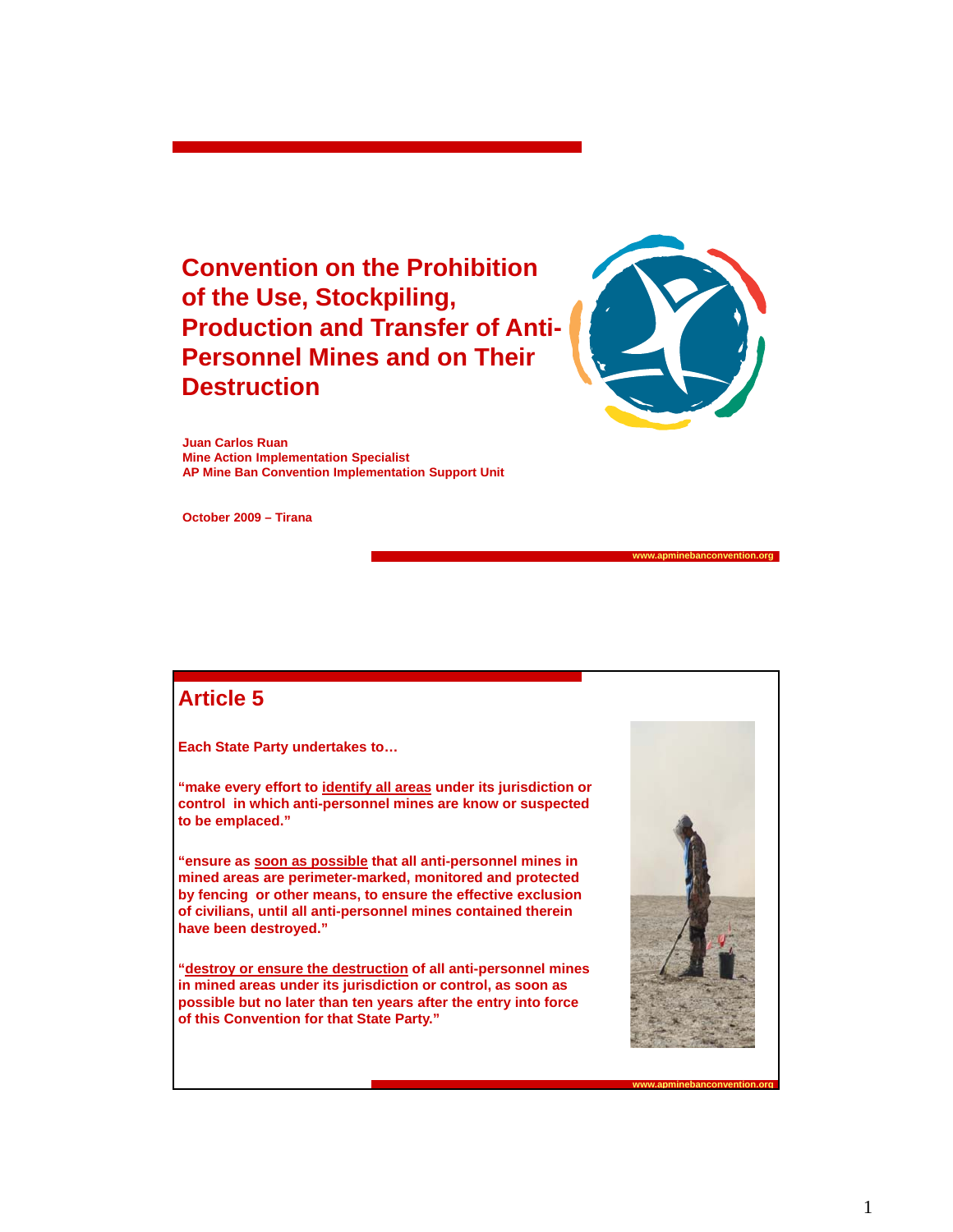# Convention on the Prohibition of the Use, Stockpiling, Production and Transfer of Anti-Personnel Mines and on Their Destruction

**Juan Carlos Ruan**
**Mine Action Implementation Specialist**
**AP Mine Ban Convention Implementation Support Unit**

**October 2009 – Tirana**

www.apminebanconvention.org

## Article 5

**Each State Party undertakes to…**

**"make every effort to <u>identify all areas</u> under its jurisdiction or control in which anti-personnel mines are know or suspected to be emplaced."**

**"ensure as <u>soon as possible</u> that all anti-personnel mines in mined areas are perimeter-marked, monitored and protected by fencing or other means, to ensure the effective exclusion of civilians, until all anti-personnel mines contained therein have been destroyed."**

**"<u>destroy or ensure the destruction</u> of all anti-personnel mines in mined areas under its jurisdiction or control, as soon as possible but no later than ten years after the entry into force of this Convention for that State Party."**

www.apminebanconvention.org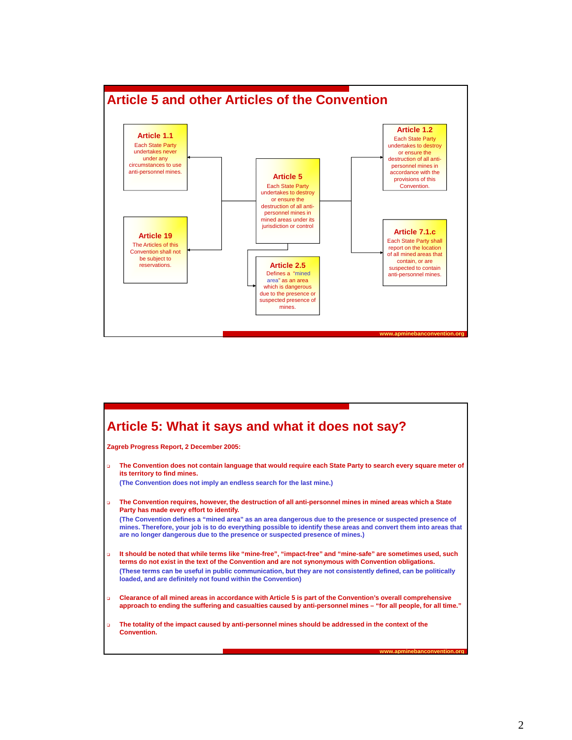## Article 5 and other Articles of the Convention

**Article 1.1**
Each State Party undertakes never under any circumstances to use anti-personnel mines.

**Article 19**
The Articles of this Convention shall not be subject to reservations.

**Article 5**
Each State Party undertakes to destroy or ensure the destruction of all anti-personnel mines in mined areas under its jurisdiction or control

**Article 2.5**
Defines a "mined area" as an area which is dangerous due to the presence or suspected presence of mines.

**Article 1.2**
Each State Party undertakes to destroy or ensure the destruction of all anti-personnel mines in accordance with the provisions of this Convention.

**Article 7.1.c**
Each State Party shall report on the location of all mined areas that contain, or are suspected to contain anti-personnel mines.

## Article 5: What it says and what it does not say?

**Zagreb Progress Report, 2 December 2005:**

- **The Convention does not contain language that would require each State Party to search every square meter of its territory to find mines.**
  **(The Convention does not imply an endless search for the last mine.)**

- **The Convention requires, however, the destruction of all anti-personnel mines in mined areas which a State Party has made every effort to identify.**
  **(The Convention defines a "mined area" as an area dangerous due to the presence or suspected presence of mines. Therefore, your job is to do everything possible to identify these areas and convert them into areas that are no longer dangerous due to the presence or suspected presence of mines.)**

- **It should be noted that while terms like "mine-free", "impact-free" and "mine-safe" are sometimes used, such terms do not exist in the text of the Convention and are not synonymous with Convention obligations.**
  **(These terms can be useful in public communication, but they are not consistently defined, can be politically loaded, and are definitely not found within the Convention)**

- **Clearance of all mined areas in accordance with Article 5 is part of the Convention's overall comprehensive approach to ending the suffering and casualties caused by anti-personnel mines – "for all people, for all time."**

- **The totality of the impact caused by anti-personnel mines should be addressed in the context of the Convention.**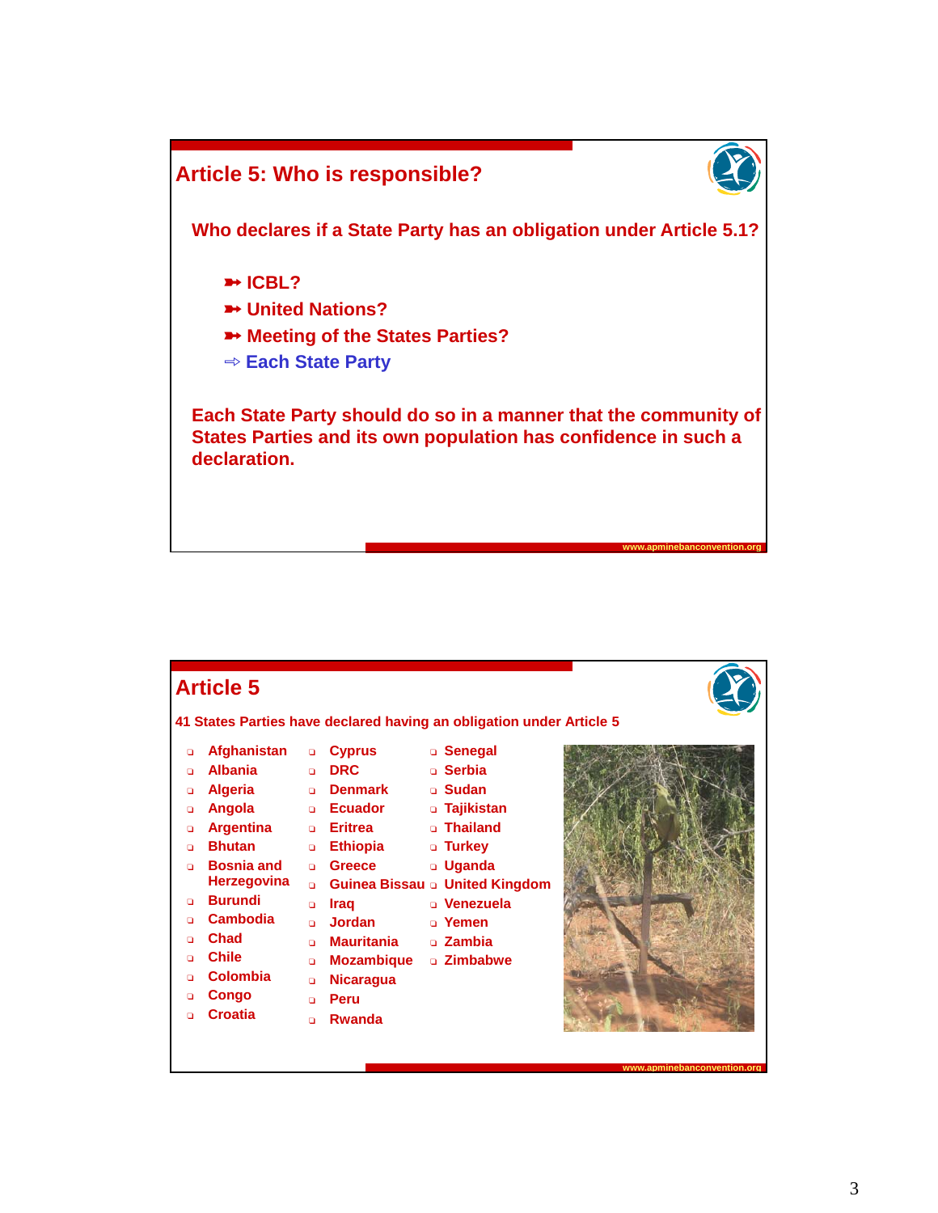## Article 5: Who is responsible?

**Who declares if a State Party has an obligation under Article 5.1?**

- ICBL?
- United Nations?
- Meeting of the States Parties?
- Each State Party

**Each State Party should do so in a manner that the community of States Parties and its own population has confidence in such a declaration.**

www.apminebanconvention.org

## Article 5

**41 States Parties have declared having an obligation under Article 5**

- Afghanistan
- Albania
- Algeria
- Angola
- Argentina
- Bhutan
- Bosnia and Herzegovina
- Burundi
- Cambodia
- Chad
- Chile
- Colombia
- Congo
- Croatia
- Cyprus
- DRC
- Denmark
- Ecuador
- Eritrea
- Ethiopia
- Greece
- Guinea Bissau
- Iraq
- Jordan
- Mauritania
- Mozambique
- Nicaragua
- Peru
- Rwanda
- Senegal
- Serbia
- Sudan
- Tajikistan
- Thailand
- Turkey
- Uganda
- United Kingdom
- Venezuela
- Yemen
- Zambia
- Zimbabwe

www.apminebanconvention.org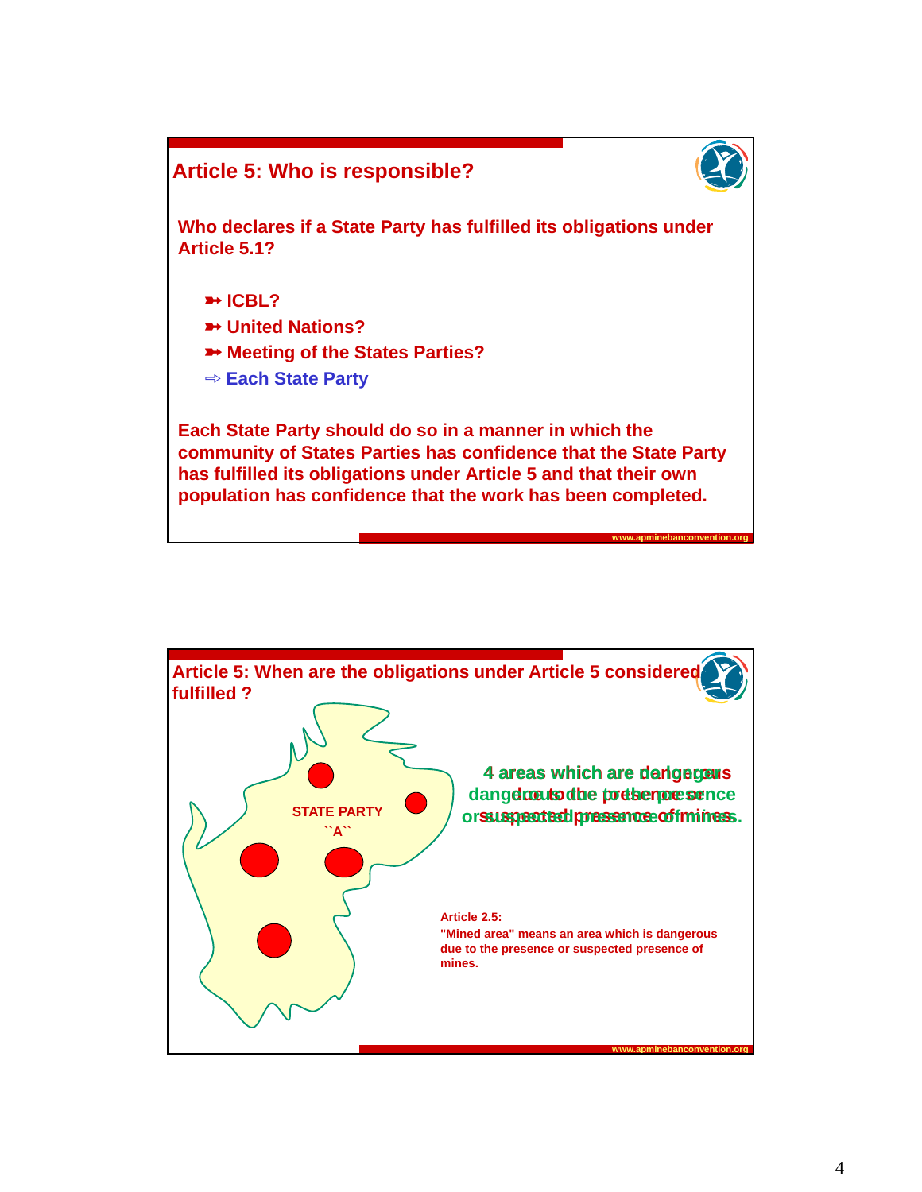## Article 5: Who is responsible?

**Who declares if a State Party has fulfilled its obligations under Article 5.1?**

- ICBL?
- United Nations?
- Meeting of the States Parties?
- ⇨ Each State Party

**Each State Party should do so in a manner in which the community of States Parties has confidence that the State Party has fulfilled its obligations under Article 5 and that their own population has confidence that the work has been completed.**

www.apminebanconvention.org

## Article 5: When are the obligations under Article 5 considered fulfilled ?

STATE PARTY ``A``

4 areas which are dangerous due to the presence or suspected presence of mines.

**Article 2.5:**
**"Mined area" means an area which is dangerous due to the presence or suspected presence of mines.**

www.apminebanconvention.org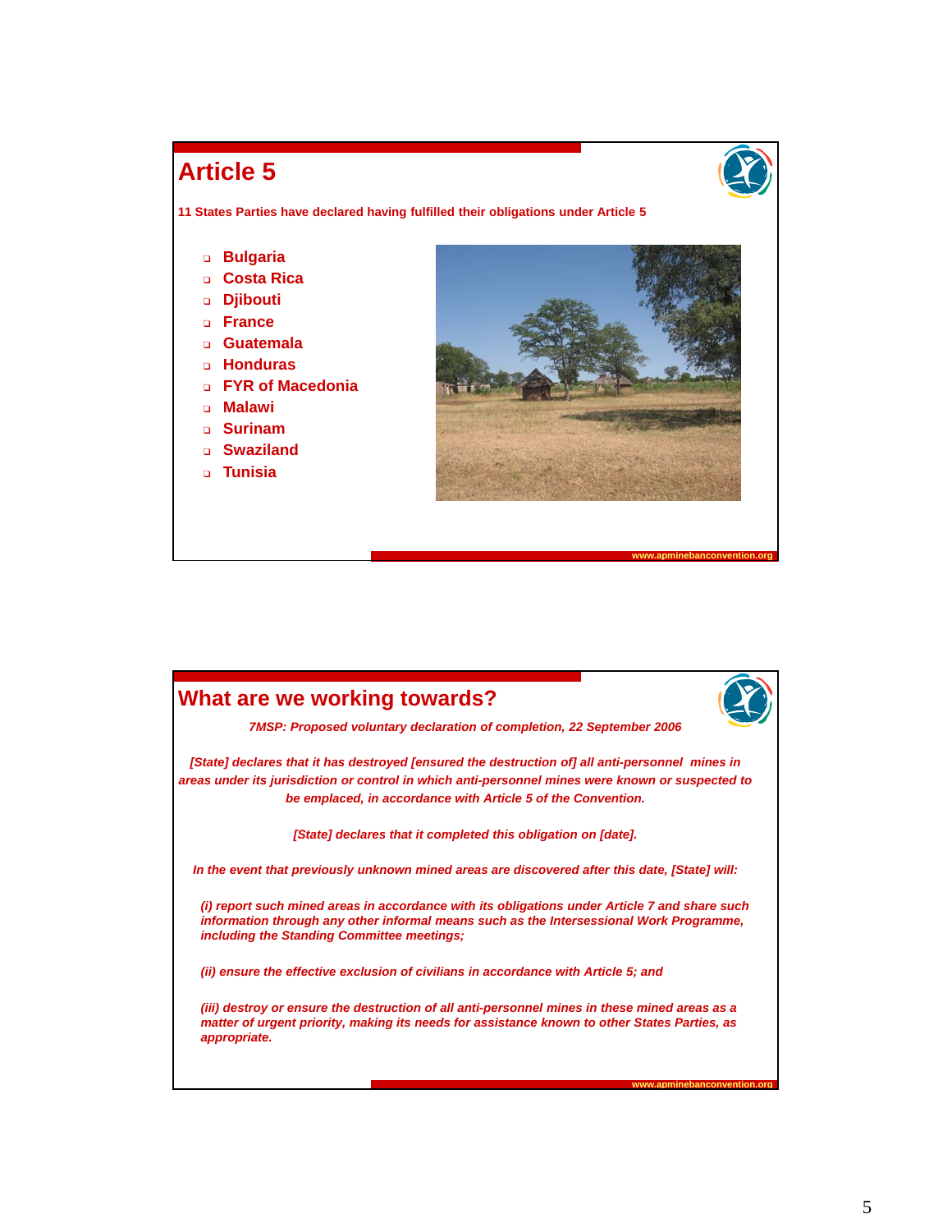## Article 5

**11 States Parties have declared having fulfilled their obligations under Article 5**

- Bulgaria
- Costa Rica
- Djibouti
- France
- Guatemala
- Honduras
- FYR of Macedonia
- Malawi
- Surinam
- Swaziland
- Tunisia

www.apminebanconvention.org

## What are we working towards?

*7MSP: Proposed voluntary declaration of completion, 22 September 2006*

*[State] declares that it has destroyed [ensured the destruction of] all anti-personnel mines in areas under its jurisdiction or control in which anti-personnel mines were known or suspected to be emplaced, in accordance with Article 5 of the Convention.*

*[State] declares that it completed this obligation on [date].*

*In the event that previously unknown mined areas are discovered after this date, [State] will:*

*(i) report such mined areas in accordance with its obligations under Article 7 and share such information through any other informal means such as the Intersessional Work Programme, including the Standing Committee meetings;*

*(ii) ensure the effective exclusion of civilians in accordance with Article 5; and*

*(iii) destroy or ensure the destruction of all anti-personnel mines in these mined areas as a matter of urgent priority, making its needs for assistance known to other States Parties, as appropriate.*

www.apminebanconvention.org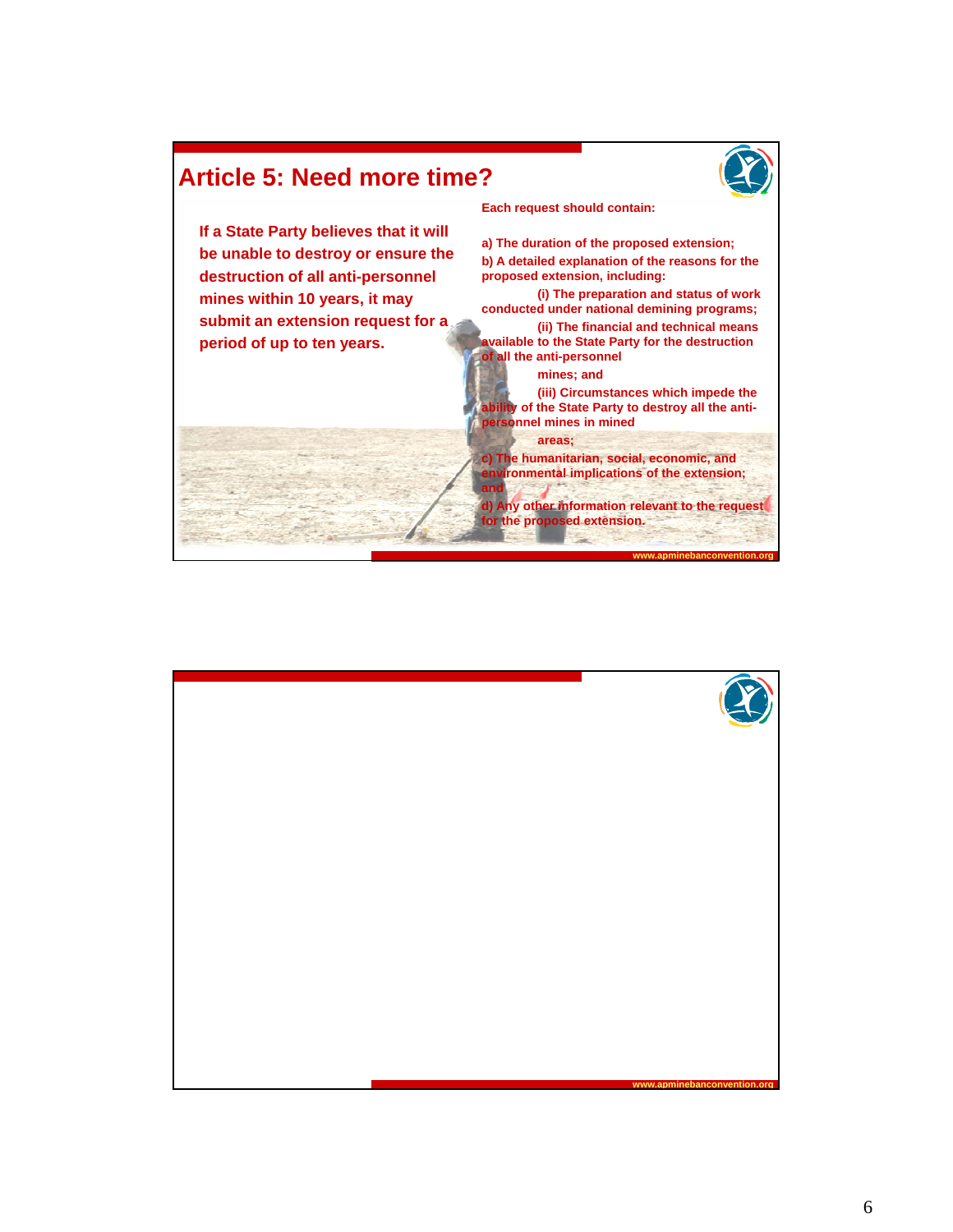## Article 5: Need more time?

If a State Party believes that it will be unable to destroy or ensure the destruction of all anti-personnel mines within 10 years, it may submit an extension request for a period of up to ten years.

Each request should contain:

a) The duration of the proposed extension;

b) A detailed explanation of the reasons for the proposed extension, including:

- (i) The preparation and status of work conducted under national demining programs;
- (ii) The financial and technical means available to the State Party for the destruction of all the anti-personnel mines; and
- (iii) Circumstances which impede the ability of the State Party to destroy all the anti-personnel mines in mined areas;

c) The humanitarian, social, economic, and environmental implications of the extension; and

d) Any other information relevant to the request for the proposed extension.

www.apminebanconvention.org

www.apminebanconvention.org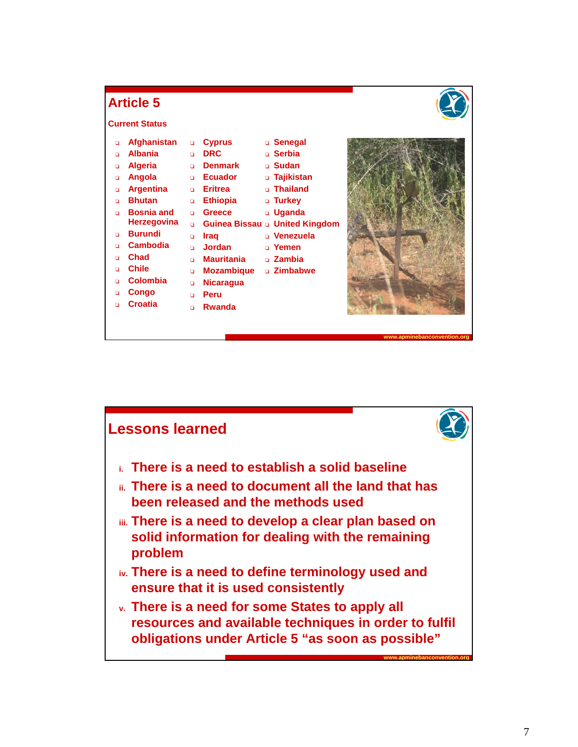## Article 5

### Current Status

- Afghanistan
- Albania
- Algeria
- Angola
- Argentina
- Bhutan
- Bosnia and Herzegovina
- Burundi
- Cambodia
- Chad
- Chile
- Colombia
- Congo
- Croatia
- Cyprus
- DRC
- Denmark
- Ecuador
- Eritrea
- Ethiopia
- Greece
- Guinea Bissau
- Iraq
- Jordan
- Mauritania
- Mozambique
- Nicaragua
- Peru
- Rwanda
- Senegal
- Serbia
- Sudan
- Tajikistan
- Thailand
- Turkey
- Uganda
- United Kingdom
- Venezuela
- Yemen
- Zambia
- Zimbabwe

www.apminebanconvention.org

## Lessons learned

i. There is a need to establish a solid baseline

ii. There is a need to document all the land that has been released and the methods used

iii. There is a need to develop a clear plan based on solid information for dealing with the remaining problem

iv. There is a need to define terminology used and ensure that it is used consistently

v. There is a need for some States to apply all resources and available techniques in order to fulfil obligations under Article 5 "as soon as possible"

www.apminebanconvention.org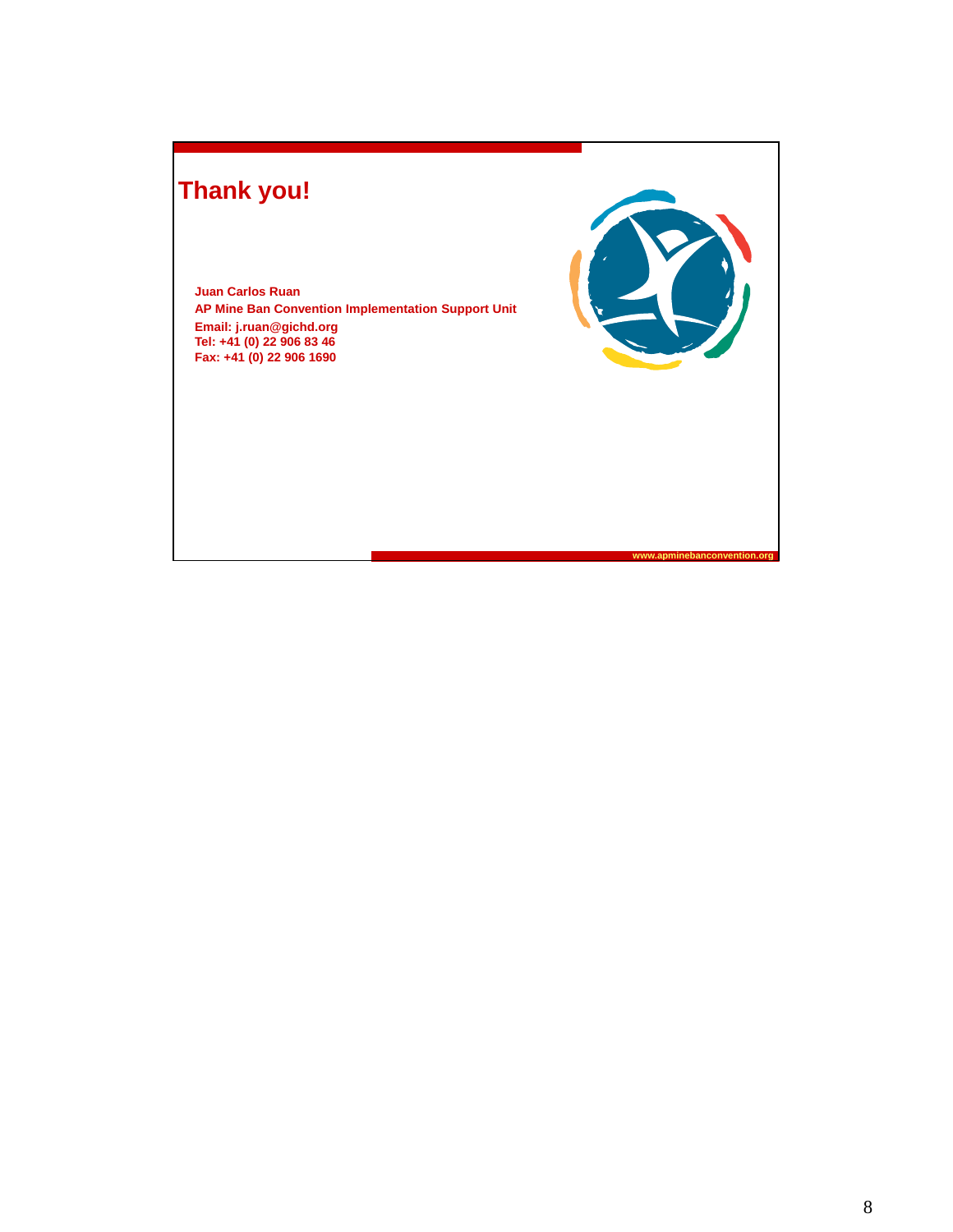# Thank you!

**Juan Carlos Ruan**

**AP Mine Ban Convention Implementation Support Unit**

**Email: j.ruan@gichd.org**

**Tel: +41 (0) 22 906 83 46**

**Fax: +41 (0) 22 906 1690**

www.apminebanconvention.org